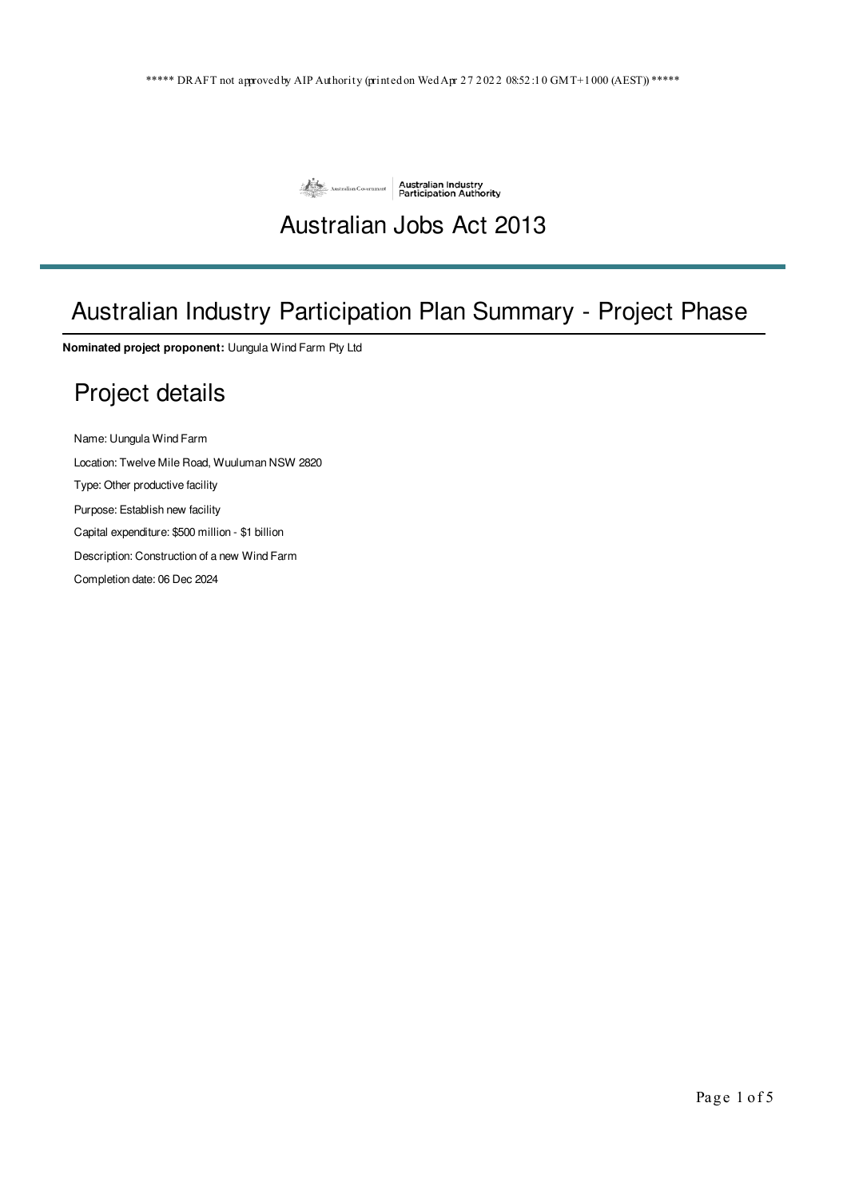***** DRAFT not approved by AIP Authority (printed on Wed Apr 27 2022 08:52:10 GMT+1000 (AEST)) *****

Australian Government | Australian Industry Participation Authority

# Australian Jobs Act 2013

## Australian Industry Participation Plan Summary - Project Phase

**Nominated project proponent:** Uungula Wind Farm Pty Ltd

## Project details

Name: Uungula Wind Farm

Location: Twelve Mile Road, Wuuluman NSW 2820

Type: Other productive facility

Purpose: Establish new facility

Capital expenditure: $500 million - $1 billion

Description: Construction of a new Wind Farm

Completion date: 06 Dec 2024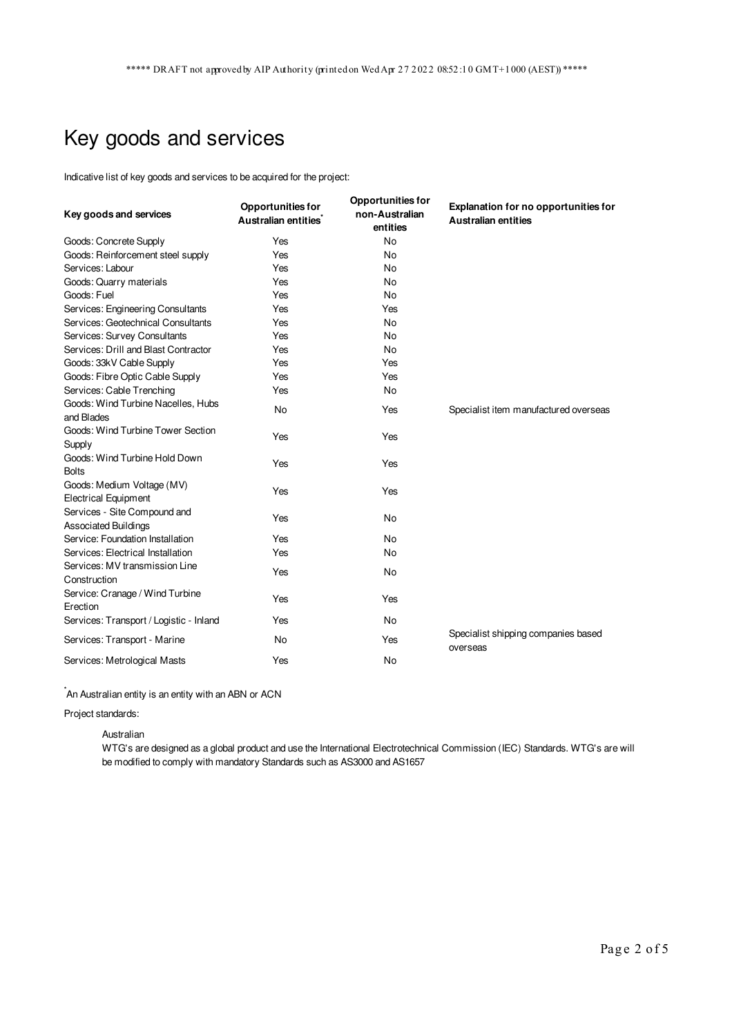# Key goods and services

Indicative list of key goods and services to be acquired for the project:

| Key goods and services | Opportunities for Australian entities* | Opportunities for non-Australian entities | Explanation for no opportunities for Australian entities |
|---|---|---|---|
| Goods: Concrete Supply | Yes | No | |
| Goods: Reinforcement steel supply | Yes | No | |
| Services: Labour | Yes | No | |
| Goods: Quarry materials | Yes | No | |
| Goods: Fuel | Yes | No | |
| Services: Engineering Consultants | Yes | Yes | |
| Services: Geotechnical Consultants | Yes | No | |
| Services: Survey Consultants | Yes | No | |
| Services: Drill and Blast Contractor | Yes | No | |
| Goods: 33kV Cable Supply | Yes | Yes | |
| Goods: Fibre Optic Cable Supply | Yes | Yes | |
| Services: Cable Trenching | Yes | No | |
| Goods: Wind Turbine Nacelles, Hubs and Blades | No | Yes | Specialist item manufactured overseas |
| Goods: Wind Turbine Tower Section Supply | Yes | Yes | |
| Goods: Wind Turbine Hold Down Bolts | Yes | Yes | |
| Goods: Medium Voltage (MV) Electrical Equipment | Yes | Yes | |
| Services - Site Compound and Associated Buildings | Yes | No | |
| Service: Foundation Installation | Yes | No | |
| Services: Electrical Installation | Yes | No | |
| Services: MV transmission Line Construction | Yes | No | |
| Service: Cranage / Wind Turbine Erection | Yes | Yes | |
| Services: Transport / Logistic - Inland | Yes | No | |
| Services: Transport - Marine | No | Yes | Specialist shipping companies based overseas |
| Services: Metrological Masts | Yes | No | |

*An Australian entity is an entity with an ABN or ACN

Project standards:

Australian

WTG's are designed as a global product and use the International Electrotechnical Commission (IEC) Standards. WTG's are will be modified to comply with mandatory Standards such as AS3000 and AS1657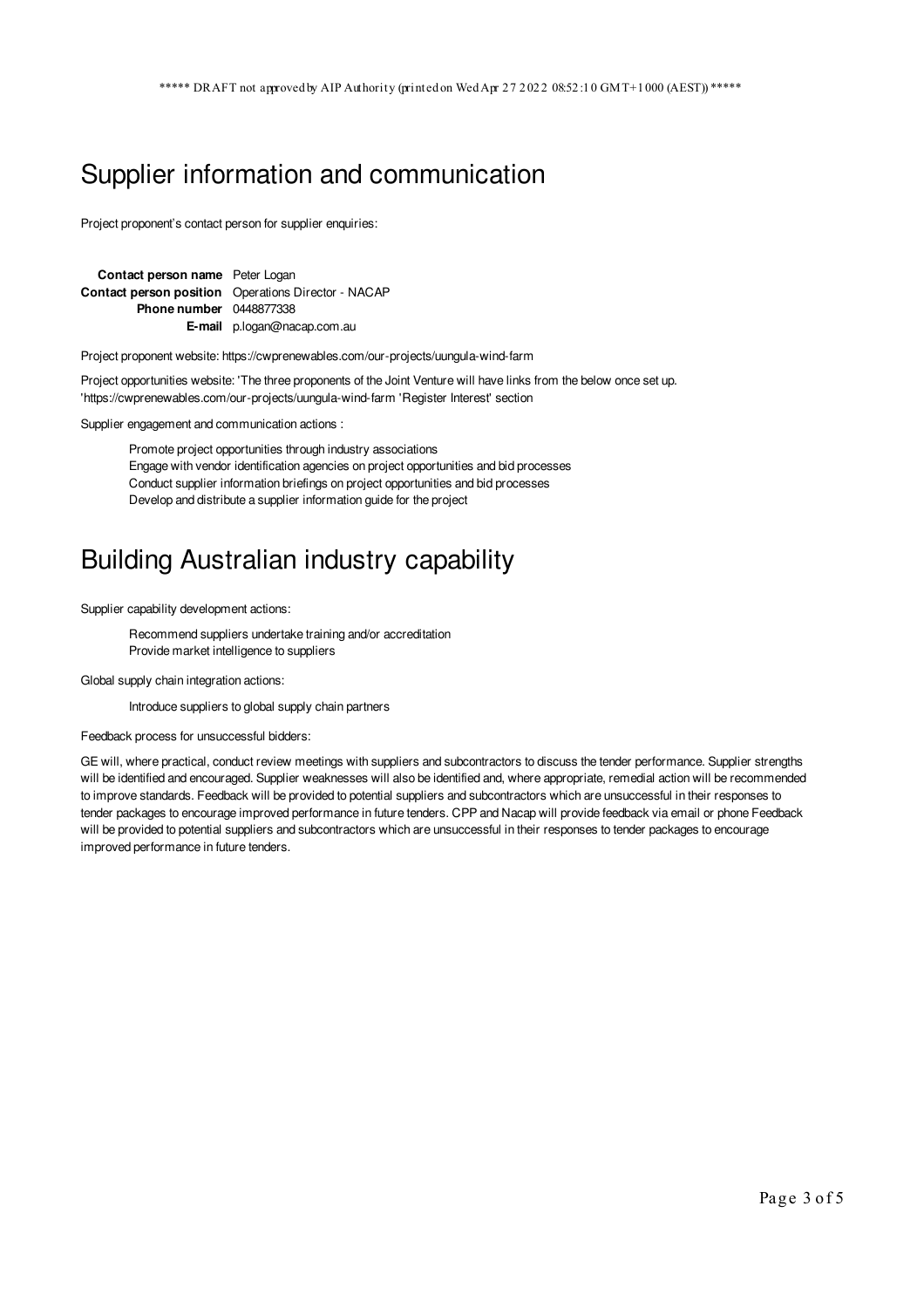## Supplier information and communication

Project proponent's contact person for supplier enquiries:

| | |
|---|---|
| **Contact person name** | Peter Logan |
| **Contact person position** | Operations Director - NACAP |
| **Phone number** | 0448877338 |
| **E-mail** | p.logan@nacap.com.au |

Project proponent website: https://cwprenewables.com/our-projects/uungula-wind-farm

Project opportunities website: 'The three proponents of the Joint Venture will have links from the below once set up. 'https://cwprenewables.com/our-projects/uungula-wind-farm 'Register Interest' section

Supplier engagement and communication actions :

- Promote project opportunities through industry associations
- Engage with vendor identification agencies on project opportunities and bid processes
- Conduct supplier information briefings on project opportunities and bid processes
- Develop and distribute a supplier information guide for the project

## Building Australian industry capability

Supplier capability development actions:

- Recommend suppliers undertake training and/or accreditation
- Provide market intelligence to suppliers

Global supply chain integration actions:

- Introduce suppliers to global supply chain partners

Feedback process for unsuccessful bidders:

GE will, where practical, conduct review meetings with suppliers and subcontractors to discuss the tender performance. Supplier strengths will be identified and encouraged. Supplier weaknesses will also be identified and, where appropriate, remedial action will be recommended to improve standards. Feedback will be provided to potential suppliers and subcontractors which are unsuccessful in their responses to tender packages to encourage improved performance in future tenders. CPP and Nacap will provide feedback via email or phone Feedback will be provided to potential suppliers and subcontractors which are unsuccessful in their responses to tender packages to encourage improved performance in future tenders.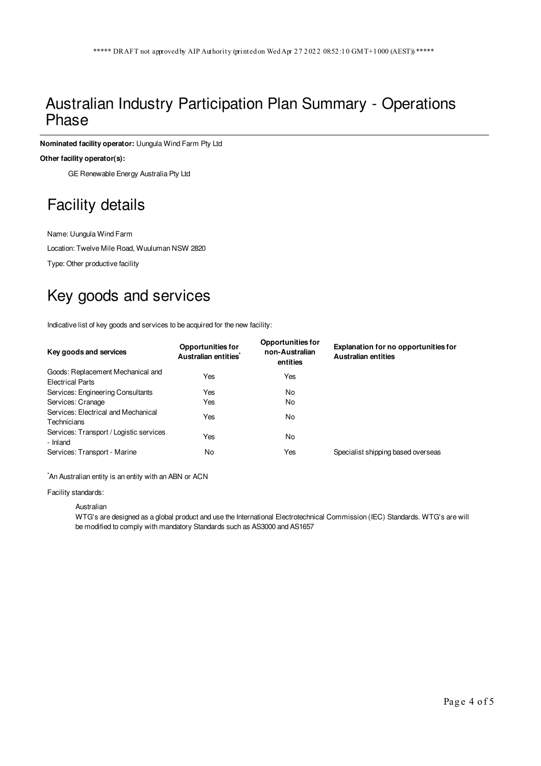# Australian Industry Participation Plan Summary - Operations Phase

**Nominated facility operator:** Uungula Wind Farm Pty Ltd

**Other facility operator(s):**

GE Renewable Energy Australia Pty Ltd

## Facility details

Name: Uungula Wind Farm

Location: Twelve Mile Road, Wuuluman NSW 2820

Type: Other productive facility

## Key goods and services

Indicative list of key goods and services to be acquired for the new facility:

| Key goods and services | Opportunities for Australian entities* | Opportunities for non-Australian entities | Explanation for no opportunities for Australian entities |
|---|---|---|---|
| Goods: Replacement Mechanical and Electrical Parts | Yes | Yes | |
| Services: Engineering Consultants | Yes | No | |
| Services: Cranage | Yes | No | |
| Services: Electrical and Mechanical Technicians | Yes | No | |
| Services: Transport / Logistic services - Inland | Yes | No | |
| Services: Transport - Marine | No | Yes | Specialist shipping based overseas |

*An Australian entity is an entity with an ABN or ACN

Facility standards:

Australian

WTG's are designed as a global product and use the International Electrotechnical Commission (IEC) Standards. WTG's are will be modified to comply with mandatory Standards such as AS3000 and AS1657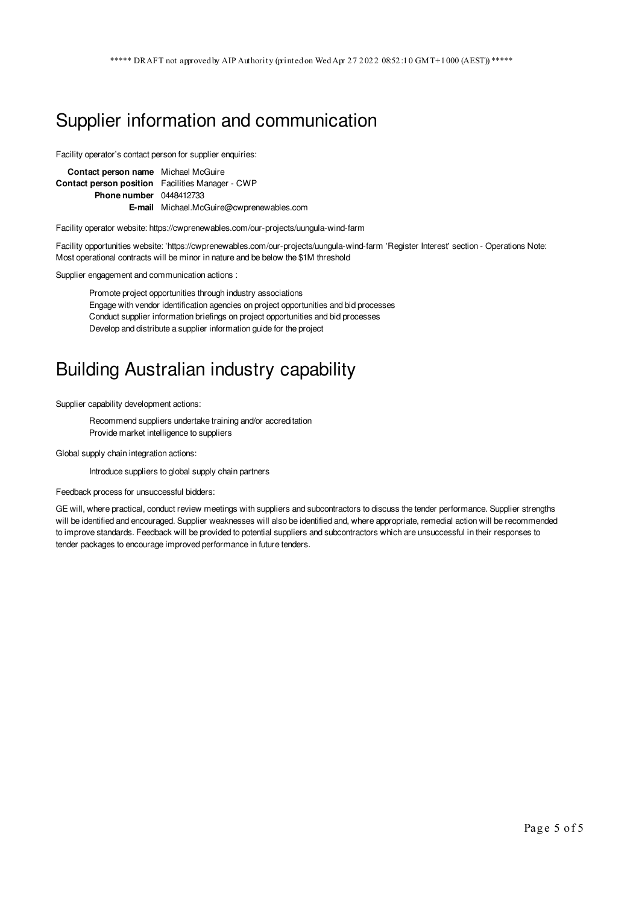# Supplier information and communication

Facility operator's contact person for supplier enquiries:

| | |
|---|---|
| **Contact person name** | Michael McGuire |
| **Contact person position** | Facilities Manager - CWP |
| **Phone number** | 0448412733 |
| **E-mail** | Michael.McGuire@cwprenewables.com |

Facility operator website: https://cwprenewables.com/our-projects/uungula-wind-farm

Facility opportunities website: 'https://cwprenewables.com/our-projects/uungula-wind-farm 'Register Interest' section - Operations Note: Most operational contracts will be minor in nature and be below the $1M threshold

Supplier engagement and communication actions :

- Promote project opportunities through industry associations
- Engage with vendor identification agencies on project opportunities and bid processes
- Conduct supplier information briefings on project opportunities and bid processes
- Develop and distribute a supplier information guide for the project

# Building Australian industry capability

Supplier capability development actions:

- Recommend suppliers undertake training and/or accreditation
- Provide market intelligence to suppliers

Global supply chain integration actions:

- Introduce suppliers to global supply chain partners

Feedback process for unsuccessful bidders:

GE will, where practical, conduct review meetings with suppliers and subcontractors to discuss the tender performance. Supplier strengths will be identified and encouraged. Supplier weaknesses will also be identified and, where appropriate, remedial action will be recommended to improve standards. Feedback will be provided to potential suppliers and subcontractors which are unsuccessful in their responses to tender packages to encourage improved performance in future tenders.